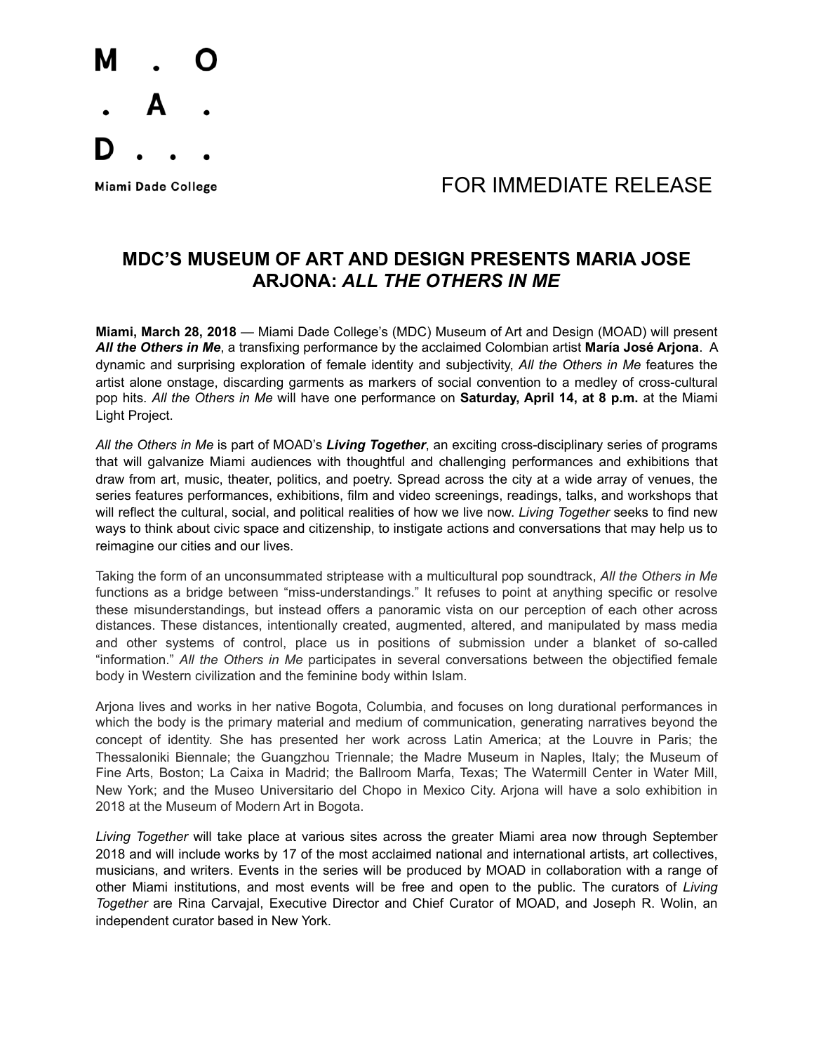M . O
. A .
D . . .

Miami Dade College

FOR IMMEDIATE RELEASE

# MDC'S MUSEUM OF ART AND DESIGN PRESENTS MARIA JOSE ARJONA: *ALL THE OTHERS IN ME*

**Miami, March 28, 2018** — Miami Dade College's (MDC) Museum of Art and Design (MOAD) will present ***All the Others in Me***, a transfixing performance by the acclaimed Colombian artist **María José Arjona**. A dynamic and surprising exploration of female identity and subjectivity, *All the Others in Me* features the artist alone onstage, discarding garments as markers of social convention to a medley of cross-cultural pop hits. *All the Others in Me* will have one performance on **Saturday, April 14, at 8 p.m.** at the Miami Light Project.

*All the Others in Me* is part of MOAD's ***Living Together***, an exciting cross-disciplinary series of programs that will galvanize Miami audiences with thoughtful and challenging performances and exhibitions that draw from art, music, theater, politics, and poetry. Spread across the city at a wide array of venues, the series features performances, exhibitions, film and video screenings, readings, talks, and workshops that will reflect the cultural, social, and political realities of how we live now. *Living Together* seeks to find new ways to think about civic space and citizenship, to instigate actions and conversations that may help us to reimagine our cities and our lives.

Taking the form of an unconsummated striptease with a multicultural pop soundtrack, *All the Others in Me* functions as a bridge between "miss-understandings." It refuses to point at anything specific or resolve these misunderstandings, but instead offers a panoramic vista on our perception of each other across distances. These distances, intentionally created, augmented, altered, and manipulated by mass media and other systems of control, place us in positions of submission under a blanket of so-called "information." *All the Others in Me* participates in several conversations between the objectified female body in Western civilization and the feminine body within Islam.

Arjona lives and works in her native Bogota, Columbia, and focuses on long durational performances in which the body is the primary material and medium of communication, generating narratives beyond the concept of identity. She has presented her work across Latin America; at the Louvre in Paris; the Thessaloniki Biennale; the Guangzhou Triennale; the Madre Museum in Naples, Italy; the Museum of Fine Arts, Boston; La Caixa in Madrid; the Ballroom Marfa, Texas; The Watermill Center in Water Mill, New York; and the Museo Universitario del Chopo in Mexico City. Arjona will have a solo exhibition in 2018 at the Museum of Modern Art in Bogota.

*Living Together* will take place at various sites across the greater Miami area now through September 2018 and will include works by 17 of the most acclaimed national and international artists, art collectives, musicians, and writers. Events in the series will be produced by MOAD in collaboration with a range of other Miami institutions, and most events will be free and open to the public. The curators of *Living Together* are Rina Carvajal, Executive Director and Chief Curator of MOAD, and Joseph R. Wolin, an independent curator based in New York.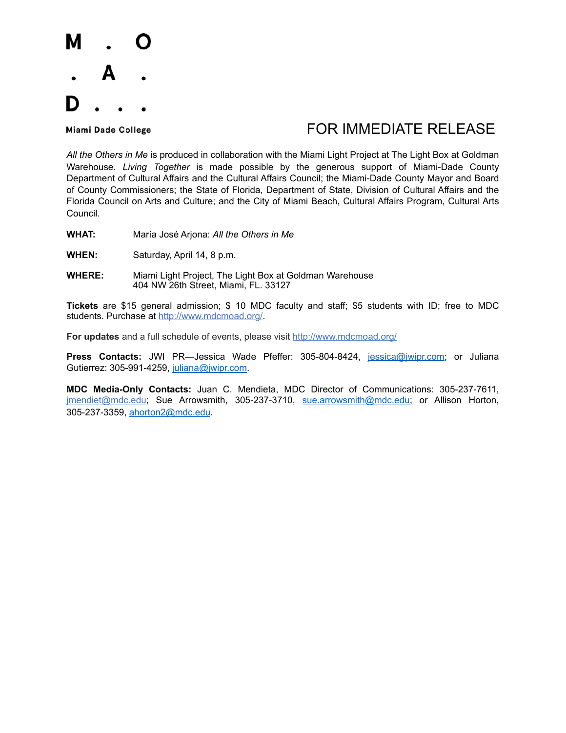M . O
. A .
D . . .

Miami Dade College

FOR IMMEDIATE RELEASE

*All the Others in Me* is produced in collaboration with the Miami Light Project at The Light Box at Goldman Warehouse. *Living Together* is made possible by the generous support of Miami-Dade County Department of Cultural Affairs and the Cultural Affairs Council; the Miami-Dade County Mayor and Board of County Commissioners; the State of Florida, Department of State, Division of Cultural Affairs and the Florida Council on Arts and Culture; and the City of Miami Beach, Cultural Affairs Program, Cultural Arts Council.

**WHAT:** María José Arjona: *All the Others in Me*

**WHEN:** Saturday, April 14, 8 p.m.

**WHERE:** Miami Light Project, The Light Box at Goldman Warehouse
404 NW 26th Street, Miami, FL. 33127

**Tickets** are $15 general admission; $ 10 MDC faculty and staff; $5 students with ID; free to MDC students. Purchase at http://www.mdcmoad.org/.

**For updates** and a full schedule of events, please visit http://www.mdcmoad.org/

**Press Contacts:** JWI PR—Jessica Wade Pfeffer: 305-804-8424, jessica@jwipr.com; or Juliana Gutierrez: 305-991-4259, juliana@jwipr.com.

**MDC Media-Only Contacts:** Juan C. Mendieta, MDC Director of Communications: 305-237-7611, jmendiet@mdc.edu; Sue Arrowsmith, 305-237-3710, sue.arrowsmith@mdc.edu; or Allison Horton, 305-237-3359, ahorton2@mdc.edu.